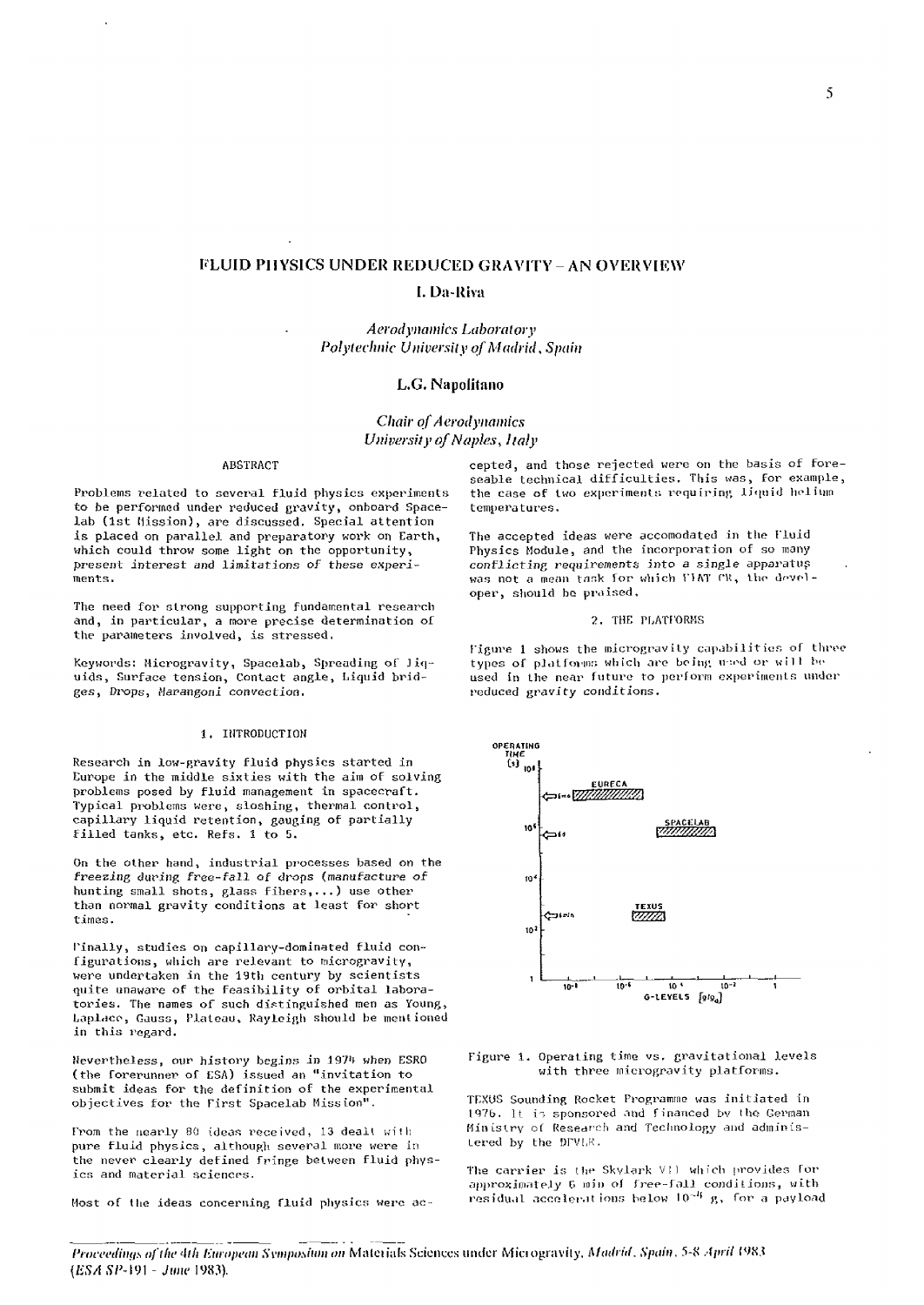# FLUID PHYSICS UNDER REDUCED GRAVITY – AN OVERVIEW

**I. Da-Riva**

*Aerodynamics Laboratory*
*Polytechnic University of Madrid, Spain*

**L.G. Napolitano**

*Chair of Aerodynamics*
*University of Naples, Italy*

## ABSTRACT

Problems related to several fluid physics experiments to be performed under reduced gravity, onboard Spacelab (1st Mission), are discussed. Special attention is placed on parallel and preparatory work on Earth, which could throw some light on the opportunity, present interest and limitations of these experiments.

The need for strong supporting fundamental research and, in particular, a more precise determination of the parameters involved, is stressed.

Keywords: Microgravity, Spacelab, Spreading of liquids, Surface tension, Contact angle, Liquid bridges, Drops, Marangoni convection.

## 1. INTRODUCTION

Research in low-gravity fluid physics started in Europe in the middle sixties with the aim of solving problems posed by fluid management in spacecraft. Typical problems were, sloshing, thermal control, capillary liquid retention, gauging of partially filled tanks, etc. Refs. 1 to 5.

On the other hand, industrial processes based on the *freezing during free-fall of drops (manufacture of* hunting small shots, glass fibers,...) use other than normal gravity conditions at least for short times.

Finally, studies on capillary-dominated fluid configurations, which are relevant to microgravity, were undertaken in the 19th century by scientists quite unaware of the feasibility of orbital laboratories. The names of such distinguished men as Young, Laplace, Gauss, Plateau, Rayleigh should be mentioned in this regard.

Nevertheless, our history begins in 1974 when ESRO (the forerunner of ESA) issued an "invitation to submit ideas for the definition of the experimental objectives for the First Spacelab Mission".

From the nearly 80 ideas received, 13 dealt with pure fluid physics, although several more were in the never clearly defined fringe between fluid physics and material sciences.

Most of the ideas concerning fluid physics were accepted, and those rejected were on the basis of foreseeable technical difficulties. This was, for example, the case of two experiments requiring liquid helium temperatures.

The accepted ideas were accomodated in the Fluid Physics Module, and the incorporation of so many conflicting requirements into a single apparatus was not a mean task for which FIAT CR, the developer, should be praised.

## 2. THE PLATFORMS

Figure 1 shows the microgravity capabilities of three types of platforms which are being used or will be used in the near future to perform experiments under reduced gravity conditions.

Figure 1. Operating time vs. gravitational levels with three microgravity platforms.

TEXUS Sounding Rocket Programme was initiated in 1976. It is sponsored and financed by the German Ministry of Research and Technology and administered by the DFVLR.

The carrier is the Skylark VII which provides for approximately 6 min of free-fall conditions, with residual accelerations below $10^{-4}$ g, for a payload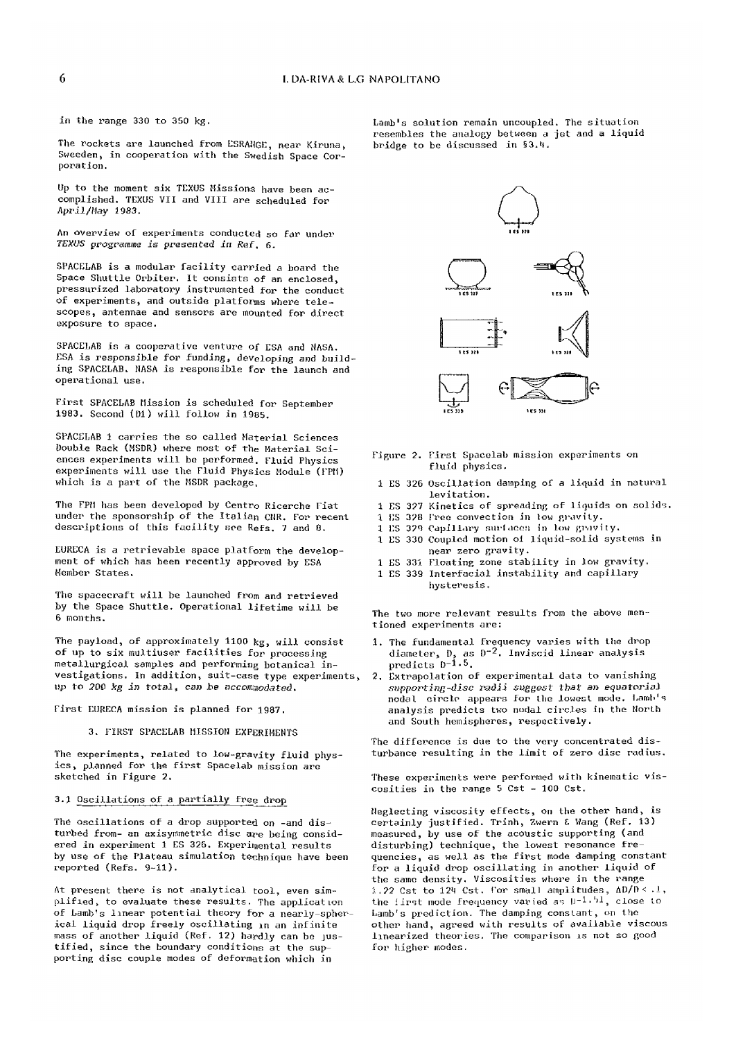in the range 330 to 350 kg.

The rockets are launched from ESRANGE, near Kiruna, Sweeden, in cooperation with the Swedish Space Corporation.

Up to the moment six TEXUS Missions have been accomplished. TEXUS VII and VIII are scheduled for April/May 1983.

An overview of experiments conducted so far under *TEXUS programme is presented in Ref. 6.*

SPACELAB is a modular facility carried a board the Space Shuttle Orbiter. It consists of an enclosed, pressurized laboratory instrumented for the conduct of experiments, and outside platforms where telescopes, antennae and sensors are mounted for direct exposure to space.

SPACELAB is a cooperative venture of ESA and NASA. ESA is responsible for funding, developing and building SPACELAB. NASA is responsible for the launch and operational use.

First SPACELAB Mission is scheduled for September 1983. Second (D1) will follow in 1985.

SPACELAB 1 carries the so called Material Sciences Double Rack (MSDR) where most of the Material Sciences experiments will be performed. Fluid Physics experiments will use the Fluid Physics Module (FPM) which is a part of the MSDR package.

The FPM has been developed by Centro Ricerche Fiat under the sponsorship of the Italian CNR. For recent descriptions of this facility see Refs. 7 and 8.

EURECA is a retrievable space platform the development of which has been recently approved by ESA Member States.

The spacecraft will be launched from and retrieved by the Space Shuttle. Operational lifetime will be 6 months.

The payload, of approximately 1100 kg, will consist of up to six multiuser facilities for processing metallurgical samples and performing botanical investigations. In addition, suit-case type experiments, *up to 200 kg in total, can be accommodated.*

First EURECA mission is planned for 1987.

## 3. FIRST SPACELAB MISSION EXPERIMENTS

The experiments, related to low-gravity fluid physics, planned for the first Spacelab mission are sketched in Figure 2.

### 3.1 Oscillations of a partially free drop

The oscillations of a drop supported on -and disturbed from- an axisymmetric disc are being considered in experiment 1 ES 326. Experimental results by use of the Plateau simulation technique have been reported (Refs. 9-11).

At present there is not analytical tool, even simplified, to evaluate these results. The application of Lamb's linear potential theory for a nearly-spherical liquid drop freely oscillating in an infinite mass of another liquid (Ref. 12) hardly can be justified, since the boundary conditions at the supporting disc couple modes of deformation which in Lamb's solution remain uncoupled. The situation resembles the analogy between a jet and a liquid bridge to be discussed in §3.4.

Figure 2. First Spacelab mission experiments on fluid physics.

- 1 ES 326 Oscillation damping of a liquid in natural levitation.
- 1 ES 327 Kinetics of spreading of liquids on solids.
- 1 ES 328 Free convection in low gravity.
- 1 ES 329 Capillary surfaces in low gravity.
- 1 ES 330 Coupled motion of liquid-solid systems in near zero gravity.
- 1 ES 331 Floating zone stability in low gravity.
- 1 ES 339 Interfacial instability and capillary hysteresis.

The two more relevant results from the above mentioned experiments are:

1. The fundamental frequency varies with the drop diameter, D, as $D^{-2}$. Inviscid linear analysis predicts $D^{-1.5}$.
2. Extrapolation of experimental data to vanishing *supporting-disc radii suggest that an equatorial* nodal circle appears for the lowest mode. Lamb's analysis predicts two nodal circles in the North and South hemispheres, respectively.

The difference is due to the very concentrated disturbance resulting in the limit of zero disc radius.

These experiments were performed with kinematic viscosities in the range 5 Cst - 100 Cst.

Neglecting viscosity effects, on the other hand, is certainly justified. Trinh, Zwern & Wang (Ref. 13) measured, by use of the acoustic supporting (and disturbing) technique, the lowest resonance frequencies, as well as the first mode damping constant for a liquid drop oscillating in another liquid of the same density. Viscosities where in the range 1.22 Cst to 124 Cst. For small amplitudes, $\Delta D/D < .1$, the first mode frequency varied as $D^{-1.51}$, close to Lamb's prediction. The damping constant, on the other hand, agreed with results of available viscous linearized theories. The comparison is not so good for higher modes.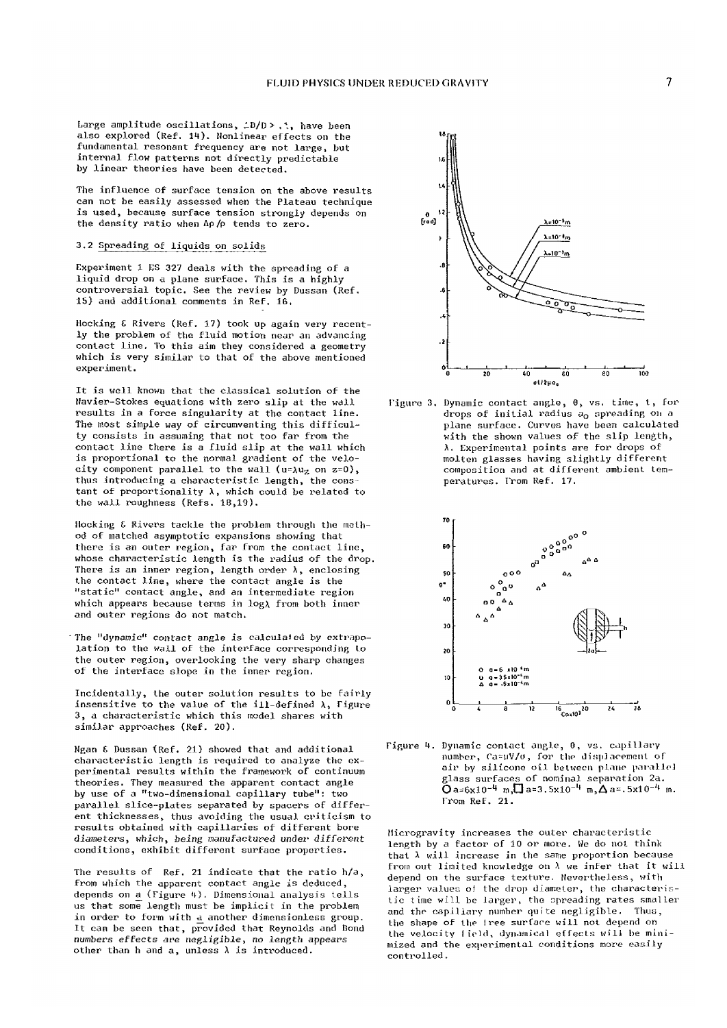Large amplitude oscillations, $\Delta D/D > .1$, have been also explored (Ref. 14). Nonlinear effects on the fundamental resonant frequency are not large, but internal flow patterns not directly predictable by linear theories have been detected.

The influence of surface tension on the above results can not be easily assessed when the Plateau technique is used, because surface tension strongly depends on the density ratio when $\Delta\rho/\rho$ tends to zero.

### 3.2 Spreading of liquids on solids

Experiment 1 ES 327 deals with the spreading of a liquid drop on a plane surface. This is a highly controversial topic. See the review by Dussan (Ref. 15) and additional comments in Ref. 16.

Hocking & Rivers (Ref. 17) took up again very recently the problem of the fluid motion near an advancing contact line. To this aim they considered a geometry which is very similar to that of the above mentioned experiment.

It is well known that the classical solution of the Navier-Stokes equations with zero slip at the wall results in a force singularity at the contact line. The most simple way of circumventing this difficulty consists in assuming that not too far from the contact line there is a fluid slip at the wall which is proportional to the normal gradient of the velocity component parallel to the wall ($u=\lambda u_z$ on $z=0$), thus introducing a characteristic length, the constant of proportionality $\lambda$, which could be related to the wall roughness (Refs. 18,19).

Hocking & Rivers tackle the problem through the method of matched asymptotic expansions showing that there is an outer region, far from the contact line, whose characteristic length is the radius of the drop. There is an inner region, length order $\lambda$, enclosing the contact line, where the contact angle is the "static" contact angle, and an intermediate region which appears because terms in $\log\lambda$ from both inner and outer regions do not match.

The "dynamic" contact angle is calculated by extrapolation to the wall of the interface corresponding to the outer region, overlooking the very sharp changes of the interface slope in the inner region.

Incidentally, the outer solution results to be fairly insensitive to the value of the ill-defined $\lambda$, Figure 3, a characteristic which this model shares with similar approaches (Ref. 20).

Ngan & Dussan (Ref. 21) showed that and additional characteristic length is required to analyze the experimental results within the framework of continuum theories. They measured the apparent contact angle by use of a "two-dimensional capillary tube": two parallel slice-plates separated by spacers of different thicknesses, thus avoiding the usual criticism to results obtained with capillaries of different bore diameters, which, *being manufactured under different* conditions, exhibit different surface properties.

The results of Ref. 21 indicate that the ratio $h/a$, from which the apparent contact angle is deduced, depends on $\underline{a}$ (Figure 4). Dimensional analysis tells us that some length must be implicit in the problem in order to form with $\underline{a}$ another dimensionless group. It can be seen that, provided that Reynolds and Bond *numbers effects are negligible*, no length appears other than h and a, unless $\lambda$ is introduced.

Figure 3. Dynamic contact angle, $\theta$, vs. time, t, for drops of initial radius $a_0$ spreading on a plane surface. Curves have been calculated with the shown values of the slip length, $\lambda$. Experimental points are for drops of molten glasses having slightly different composition and at different ambient temperatures. From Ref. 17.

Figure 4. Dynamic contact angle, $\theta$, vs. capillary number, $Ca=\mu V/\sigma$, for the displacement of air by silicone oil between plane parallel glass surfaces of nominal separation 2a. ○ $a=6\times10^{-4}$ m, □ $a=3.5\times10^{-4}$ m, △ $a=.5\times10^{-4}$ m. From Ref. 21.

Microgravity increases the outer characteristic length by a factor of 10 or more. We do not think that $\lambda$ will increase in the same proportion because from out limited knowledge on $\lambda$ we infer that it will depend on the surface texture. Nevertheless, with larger values of the drop diameter, the characteristic time will be larger, the spreading rates smaller and the capillary number quite negligible. Thus, the shape of the free surface will not depend on the velocity field, dynamical effects will be minimized and the experimental conditions more easily controlled.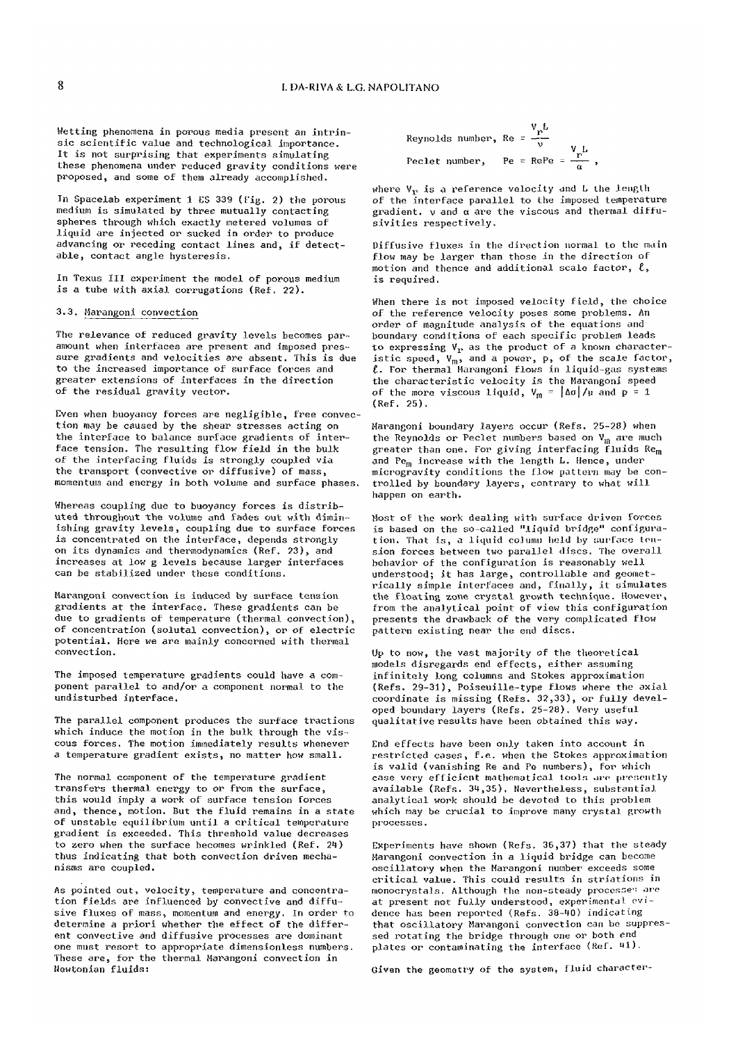Wetting phenomena in porous media present an intrinsic scientific value and technological importance. It is not surprising that experiments simulating these phenomena under reduced gravity conditions were proposed, and some of them already accomplished.

In Spacelab experiment 1 ES 339 (Fig. 2) the porous medium is simulated by three mutually contacting spheres through which exactly metered volumes of liquid are injected or sucked in order to produce advancing or receding contact lines and, if detectable, contact angle hysteresis.

In Texus III experiment the model of porous medium is a tube with axial corrugations (Ref. 22).

### 3.3. Marangoni convection

The relevance of reduced gravity levels becomes paramount when interfaces are present and imposed pressure gradients and velocities are absent. This is due to the increased importance of surface forces and greater extensions of interfaces in the direction of the residual gravity vector.

Even when buoyancy forces are negligible, free convection may be caused by the shear stresses acting on the interface to balance surface gradients of interface tension. The resulting flow field in the bulk of the interfacing fluids is strongly coupled via the transport (convective or diffusive) of mass, momentum and energy in both volume and surface phases.

Whereas coupling due to buoyancy forces is distributed throughout the volume and fades out with diminishing gravity levels, coupling due to surface forces is concentrated on the interface, depends strongly on its dynamics and thermodynamics (Ref. 23), and increases at low g levels because larger interfaces can be stabilized under these conditions.

Marangoni convection is induced by surface tension gradients at the interface. These gradients can be due to gradients of temperature (thermal convection), of concentration (solutal convection), or of electric potential. Here we are mainly concerned with thermal convection.

The imposed temperature gradients could have a component parallel to and/or a component normal to the undisturbed interface.

The parallel component produces the surface tractions which induce the motion in the bulk through the viscous forces. The motion immediately results whenever a temperature gradient exists, no matter how small.

The normal component of the temperature gradient transfers thermal energy to or from the surface, this would imply a work of surface tension forces and, thence, motion. But the fluid remains in a state of unstable equilibrium until a critical temperature gradient is exceeded. This threshold value decreases to zero when the surface becomes wrinkled (Ref. 24) thus indicating that both convection driven mechanisms are coupled.

As pointed out, velocity, temperature and concentration fields are influenced by convective and diffusive fluxes of mass, momentum and energy. In order to determine a priori whether the effect of the different convective and diffusive processes are dominant one must resort to appropriate dimensionless numbers. These are, for the thermal Marangoni convection in Newtonian fluids:

$$\text{Reynolds number,}\quad Re = \frac{V_r L}{\nu}$$

$$\text{Peclet number,}\quad Pe = RePe = \frac{V_r L}{\alpha}\ ,$$

where $V_r$ is a reference velocity and L the length of the interface parallel to the imposed temperature gradient. $\nu$ and $\alpha$ are the viscous and thermal diffusivities respectively.

Diffusive fluxes in the direction normal to the main flow may be larger than those in the direction of motion and thence and additional scale factor, $\ell$, is required.

When there is not imposed velocity field, the choice of the reference velocity poses some problems. An order of magnitude analysis of the equations and boundary conditions of each specific problem leads to expressing $V_r$ as the product of a known characteristic speed, $V_m$, and a power, p, of the scale factor, $\ell$. For thermal Marangoni flows in liquid-gas systems the characteristic velocity is the Marangoni speed of the more viscous liquid, $V_m = |\Delta\sigma|/\mu$ and $p = 1$ (Ref. 25).

Marangoni boundary layers occur (Refs. 25-28) when the Reynolds or Peclet numbers based on $V_m$ are much greater than one. For giving interfacing fluids $Re_m$ and $Pe_m$ increase with the length L. Hence, under microgravity conditions the flow pattern may be controlled by boundary layers, contrary to what will happen on earth.

Most of the work dealing with surface driven forces is based on the so-called "liquid bridge" configuration. That is, a liquid column held by surface tension forces between two parallel discs. The overall behavior of the configuration is reasonably well understood; it has large, controllable and geometrically simple interfaces and, finally, it simulates the floating zone crystal growth technique. However, from the analytical point of view this configuration presents the drawback of the very complicated flow pattern existing near the end discs.

Up to now, the vast majority of the theoretical models disregards end effects, either assuming infinitely long columns and Stokes approximation (Refs. 29-31), Poiseuille-type flows where the axial coordinate is missing (Refs. 32,33), or fully developed boundary layers (Refs. 25-28). Very useful qualitative results have been obtained this way.

End effects have been only taken into account in restricted cases, F.e. when the Stokes approximation is valid (vanishing Re and Pe numbers), for which case very efficient mathematical tools are presently available (Refs. 34,35). Nevertheless, substantial analytical work should be devoted to this problem which may be crucial to improve many crystal growth processes.

Experiments have shown (Refs. 36,37) that the steady Marangoni convection in a liquid bridge can become oscillatory when the Marangoni number exceeds some critical value. This could results in striations in monocrystals. Although the non-steady processes are at present not fully understood, experimental evidence has been reported (Refs. 38-40) indicating that oscillatory Marangoni convection can be suppressed rotating the bridge through one or both end plates or contaminating the interface (Ref. 41).

Given the geometry of the system, fluid character-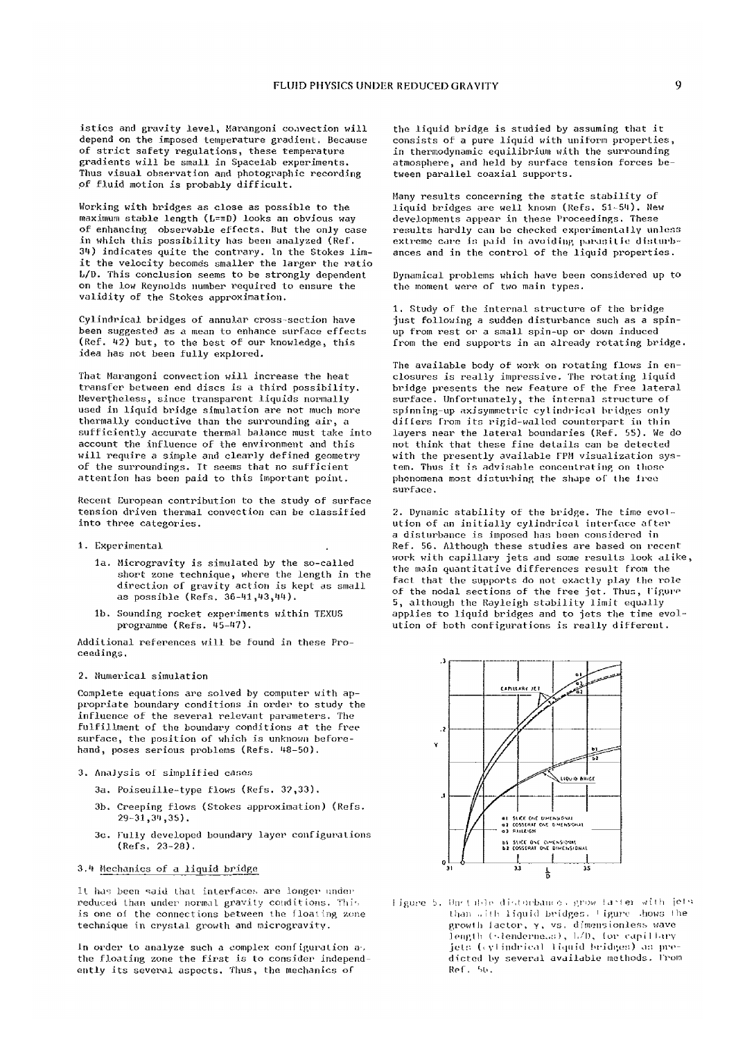istics and gravity level, Marangoni convection will depend on the imposed temperature gradient. Because of strict safety regulations, these temperature gradients will be small in Spacelab experiments. Thus visual observation and photographic recording of fluid motion is probably difficult.

Working with bridges as close as possible to the maximum stable length ($L=\pi D$) looks an obvious way of enhancing observable effects. But the only case in which this possibility has been analyzed (Ref. 34) indicates quite the contrary. In the Stokes limit the velocity becomes smaller the larger the ratio L/D. This conclusion seems to be strongly dependent on the low Reynolds number required to ensure the validity of the Stokes approximation.

Cylindrical bridges of annular cross-section have been suggested as a mean to enhance surface effects (Ref. 42) but, to the best of our knowledge, this idea has not been fully explored.

That Marangoni convection will increase the heat transfer between end discs is a third possibility. Nevertheless, since transparent liquids normally used in liquid bridge simulation are not much more thermally conductive than the surrounding air, a sufficiently accurate thermal balance must take into account the influence of the environment and this will require a simple and clearly defined geometry of the surroundings. It seems that no sufficient attention has been paid to this important point.

Recent European contribution to the study of surface tension driven thermal convection can be classified into three categories.

1. Experimental
   - 1a. Microgravity is simulated by the so-called short zone technique, where the length in the direction of gravity action is kept as small as possible (Refs. 36-41,43,44).
   - 1b. Sounding rocket experiments within TEXUS programme (Refs. 45-47).

Additional references will be found in these Proceedings.

2. Numerical simulation

Complete equations are solved by computer with appropriate boundary conditions in order to study the influence of the several relevant parameters. The fulfillment of the boundary conditions at the free surface, the position of which is unknown beforehand, poses serious problems (Refs. 48-50).

3. Analysis of simplified cases
   - 3a. Poiseuille-type flows (Refs. 32,33).
   - 3b. Creeping flows (Stokes approximation) (Refs. 29-31,34,35).
   - 3c. Fully developed boundary layer configurations (Refs. 23-28).

### 3.4 Mechanics of a liquid bridge

It has been said that interfaces are longer under reduced than under normal gravity conditions. This is one of the connections between the floating zone technique in crystal growth and microgravity.

In order to analyze such a complex configuration as the floating zone the first is to consider independently its several aspects. Thus, the mechanics of the liquid bridge is studied by assuming that it consists of a pure liquid with uniform properties, in thermodynamic equilibrium with the surrounding atmosphere, and held by surface tension forces between parallel coaxial supports.

Many results concerning the static stability of liquid bridges are well known (Refs. 51-54). New developments appear in these Proceedings. These results hardly can be checked experimentally unless extreme care is paid in avoiding parasitic disturbances and in the control of the liquid properties.

Dynamical problems which have been considered up to the moment were of two main types.

1. Study of the internal structure of the bridge just following a sudden disturbance such as a spin-up from rest or a small spin-up or down induced from the end supports in an already rotating bridge.

The available body of work on rotating flows in enclosures is really impressive. The rotating liquid bridge presents the new feature of the free lateral surface. Unfortunately, the internal structure of spinning-up axisymmetric cylindrical bridges only differs from its rigid-walled counterpart in thin layers near the lateral boundaries (Ref. 55). We do not think that these fine details can be detected with the presently available FPM visualization system. Thus it is advisable concentrating on those phenomena most disturbing the shape of the free surface.

2. Dynamic stability of the bridge. The time evolution of an initially cylindrical interface after a disturbance is imposed has been considered in Ref. 56. Although these studies are based on recent work with capillary jets and some results look alike, the main quantitative differences result from the fact that the supports do not exactly play the role of the nodal sections of the free jet. Thus, Figure 5, although the Rayleigh stability limit equally applies to liquid bridges and to jets the time evolution of both configurations is really different.

Figure 5. Unstable disturbances grow faster with jets than with liquid bridges. Figure shows the growth factor, γ, vs. dimensionless wave length (slenderness), L/D, for capillary jets (cylindrical liquid bridges) as predicted by several available methods. From Ref. 56.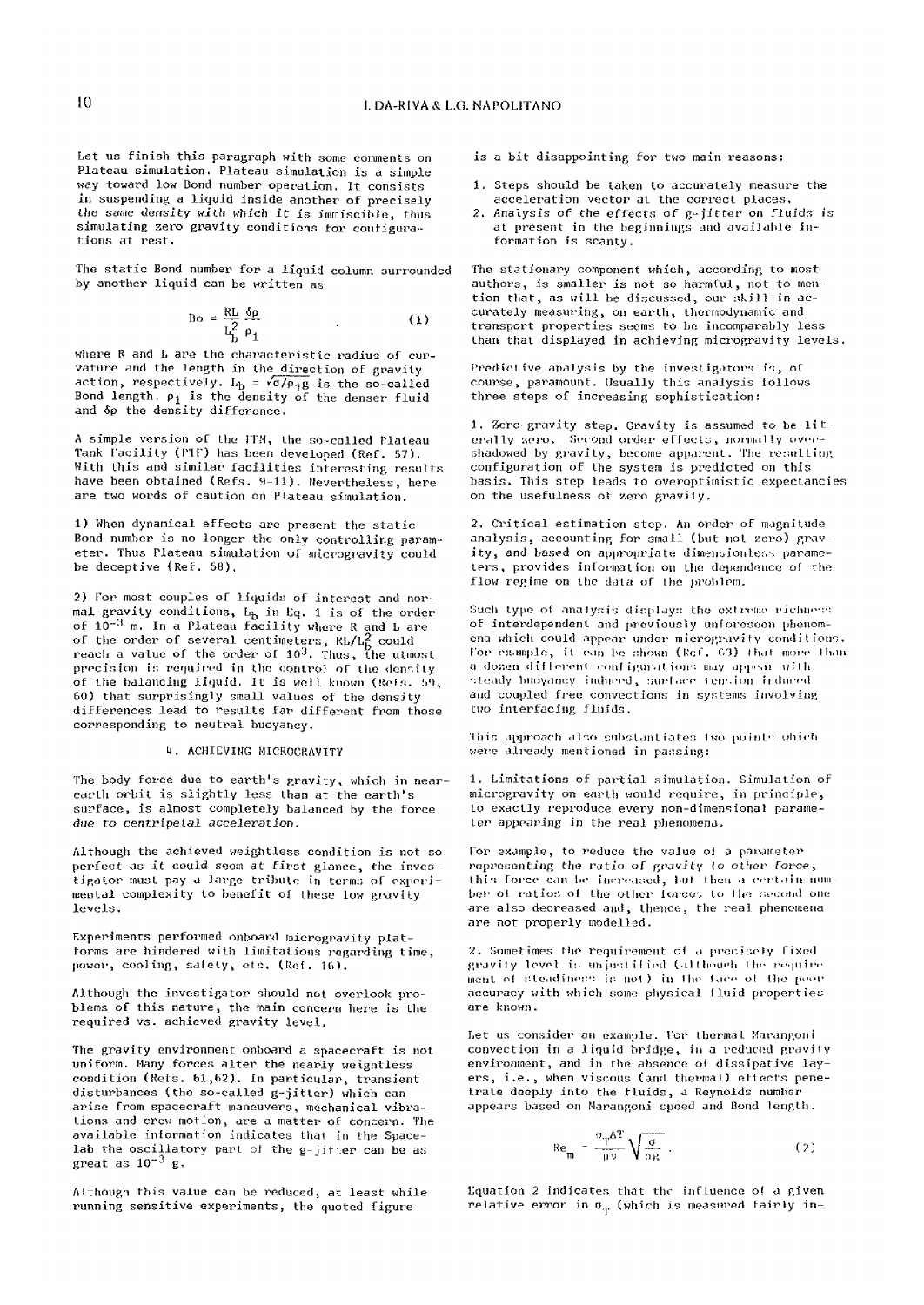Let us finish this paragraph with some comments on Plateau simulation. Plateau simulation is a simple way toward low Bond number operation. It consists in suspending a liquid inside another of precisely *the same density with which it is immiscible*, thus simulating zero gravity conditions for configurations at rest.

The static Bond number for a liquid column surrounded by another liquid can be written as

$$Bo = \frac{RL}{L_b^2}\frac{\delta\rho}{\rho_1} \qquad (1)$$

where R and L are the characteristic radius of curvature and the length in the direction of gravity action, respectively. $L_b = \sqrt{\sigma/\rho_1 g}$ is the so-called Bond length. $\rho_1$ is the density of the denser fluid and $\delta\rho$ the density difference.

A simple version of the ITM, the so-called Plateau Tank Facility (PTF) has been developed (Ref. 57). With this and similar facilities interesting results have been obtained (Refs. 9-11). Nevertheless, here are two words of caution on Plateau simulation.

1) When dynamical effects are present the static Bond number is no longer the only controlling parameter. Thus Plateau simulation of microgravity could be deceptive (Ref. 58).

2) For most couples of liquids of interest and normal gravity conditions, $L_b$ in Eq. 1 is of the order of $10^{-3}$ m. In a Plateau facility where R and L are of the order of several centimeters, $RL/L_b^2$ could reach a value of the order of $10^3$. Thus, the utmost precision is required in the control of the density of the balancing liquid. It is well known (Refs. 59, 60) that surprisingly small values of the density differences lead to results far different from those corresponding to neutral buoyancy.

## 4. ACHIEVING MICROGRAVITY

The body force due to earth's gravity, which in near-earth orbit is slightly less than at the earth's surface, is almost completely balanced by the force *due to centripetal acceleration*.

Although the achieved weightless condition is not so perfect as it could seem at first glance, the investigator must pay a large tribute in terms of experimental complexity to benefit of these low gravity levels.

Experiments performed onboard microgravity platforms are hindered with limitations regarding time, power, cooling, safety, etc. (Ref. 16).

Although the investigator should not overlook problems of this nature, the main concern here is the required vs. achieved gravity level.

The gravity environment onboard a spacecraft is not uniform. Many forces alter the nearly weightless condition (Refs. 61,62). In particular, transient disturbances (the so-called g-jitter) which can arise from spacecraft maneuvers, mechanical vibrations and crew motion, are a matter of concern. The available information indicates that in the Spacelab the oscillatory part of the g-jitter can be as great as $10^{-3}$ g.

Although this value can be reduced, at least while running sensitive experiments, the quoted figure is a bit disappointing for two main reasons:

1. Steps should be taken to accurately measure the acceleration vector at the correct places.
2. *Analysis of the effects of g-jitter on fluids is at present in the beginnings and available information is scanty.*

The stationary component which, according to most authors, is smaller is not so harmful, not to mention that, as will be discussed, our skill in accurately measuring, on earth, thermodynamic and transport properties seems to be incomparably less than that displayed in achieving microgravity levels.

Predictive analysis by the investigators is, of course, paramount. Usually this analysis follows three steps of increasing sophistication:

1. Zero-gravity step. Gravity is assumed to be literally zero. Second order effects, normally overshadowed by gravity, become apparent. The resulting configuration of the system is predicted on this basis. This step leads to overoptimistic expectancies on the usefulness of zero gravity.

2. Critical estimation step. An order of magnitude analysis, accounting for small (but not zero) gravity, and based on appropriate dimensionless parameters, provides information on the dependence of the flow regime on the data of the problem.

Such type of analysis displays the extreme richness of interdependent and previously unforeseen phenomena which could appear under microgravity conditions. For example, it can be shown (Ref. 63) that more than a dozen different configurations may appear with steady buoyancy induced, surface tension induced and coupled free convections in systems involving two interfacing fluids.

This approach also substantiates two points which were already mentioned in passing:

1. Limitations of partial simulation. Simulation of microgravity on earth would require, in principle, to exactly reproduce every non-dimensional parameter appearing in the real phenomena.

For example, to reduce the value of a parameter representing the ratio of *gravity to other force*, this force can be increased, but then a certain number of ratios of the other forces to the second one are also decreased and, thence, the real phenomena are not properly modelled.

2. Sometimes the requirement of a precisely fixed gravity level is unjustified (although the requirement of steadiness is not) in the face of the poor accuracy with which some physical fluid properties are known.

Let us consider an example. For thermal Marangoni convection in a liquid bridge, in a reduced gravity environment, and in the absence of dissipative layers, i.e., when viscous (and thermal) effects penetrate deeply into the fluids, a Reynolds number appears based on Marangoni speed and Bond length.

$$Re_m = \frac{\sigma_T \Delta T}{\mu\nu}\sqrt{\frac{\sigma}{\rho g}} \qquad (2)$$

Equation 2 indicates that the influence of a given relative error in $\sigma_T$ (which is measured fairly in-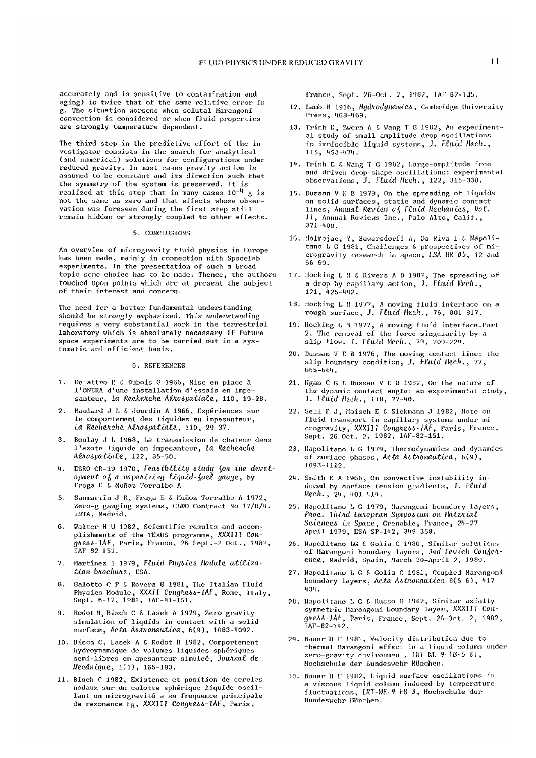accurately and is sensitive to contamination and aging) is twice that of the same relative error in g. The situation worsens when solutal Marangoni convection is considered or when fluid properties are strongly temperature dependent.

The third step in the predictive effort of the investigator consists in the search for analytical (and numerical) solutions for configurations under reduced gravity. In most cases gravity action is assumed to be constant and its direction such that the symmetry of the system is preserved. It is realized at this step that in many cases $10^{-4}$ g is not the same as zero and that effects whose observation was foreseen during the first step still remain hidden or strongly coupled to other effects.

## 5. CONCLUSIONS

An overview of microgravity fluid physics in Europe has been made, mainly in connection with Spacelab experiments. In the presentation of such a broad topic some choice has to be made. Thence, the authors touched upon points which are at present the subject of their interest and concern.

The need for a better fundamental understanding *should be strongly emphasized. This understanding* requires a very substantial work in the terrestrial laboratory which is absolutely necessary if future space experiments are to be carried out in a systematic and efficient basis.

## 6. REFERENCES

1. Delattre M & Dubois G 1966, Mise en place à l'ONERA d'une installation d'essais en impesanteur, *La Recherche Aérospatiale*, 110, 19-28.
2. Maulard J L & Jourdin A 1966, Expériences sur le comportement des liquides en impesanteur, *La Recherche Aérospatiale*, 110, 29-37.
3. Boulay J L 1968, La transmission de chaleur dans l'azote liquide en impesanteur, *La Recherche Aérospatiale*, 122, 35-50.
4. ESRO CR-19 1970, *Feasibility study for the development of a vaporizing liquid-fuel gauge*, by Fraga E & Muñoz Torralbo A.
5. Sanmartín J R, Fraga E & Muñoz Torralbo A 1972, Zero-g gauging systems, ELDO Contract No 17/8/4. INTA, Madrid.
6. Walter H U 1982, Scientific results and accomplishments of the TEXUS programme, *XXXIII Congress-IAF*, Paris, France, 26 Sept.-2 Oct., 1982, IAF-82-151.
7. Martínez I 1979, *Fluid Physics Module utilization brochure*, ESA.
8. Galotto C P & Rovera G 1981, The Italian Fluid Physics Module, *XXXII Congress-IAF*, Rome, Italy, Sept. 6-12, 1981, IAF-81-151.
9. Rodot H, Bisch C & Lasek A 1979, Zero gravity simulation of liquids in contact with a solid surface, *Acta Astronautica*, 6(9), 1083-1092.
10. Bisch C, Lasek A & Rodot H 1982, Comportement hydroynamique de volumes liquides sphériques semi-libres en apesanteur simulée, *Journal de Mecánique*, 1(1), 165-183.
11. Bisch C 1982, Existence et position de cercles nodaux sur un calotte sphérique liquide oscillant en microgravité a sa frequence principale de resonance $F_R$, *XXXIII Congress-IAF*, Paris, France, Sept. 26-Oct. 2, 1982, IAF 82-135.
12. Lamb H 1916, *Hydrodynamics*, Cambridge University Press, 468-469.
13. Trinh E, Zwern A & Wang T G 1982, An experimental study of small amplitude drop oscillations in immiscible liquid systems, *J. Fluid Mech.*, 115, 453-474.
14. Trinh E & Wang T G 1982, Large-amplitude free and driven drop-shape oscillations: experimental observations, *J. Fluid Mech.*, 122, 315-338.
15. Dussan V E B 1979, On the spreading of liquids on solid surfaces, static and dynamic contact lines, *Annual Review of Fluid Mechanics, Vol. 11*, Annual Reviews Inc., Palo Alto, Calif., 371-400.
16. Malmejac, Y, Bewersdorff A, Da Riva I & Napolitano L G 1981, Challenges & prospectives of microgravity research in space, *ESA BR-05*, 12 and 66-69.
17. Hocking L M & Rivers A D 1982, The spreading of a drop by capillary action, *J. Fluid Mech.*, 121, 425-442.
18. Hocking L M 1977, A moving fluid interface on a rough surface, *J. Fluid Mech.*, 76, 801-817.
19. Hocking L M 1977, A moving fluid interface. Part 2. The removal of the force singularity by a slip flow, *J. Fluid Mech.*, 79, 209-229.
20. Dussan V E B 1976, The moving contact line: the slip boundary condition, *J. Fluid Mech.*, 77, 665-684.
21. Ngan C G & Dussan V E B 1982, On the nature of the dynamic contact angle: an experimental study, *J. Fluid Mech.*, 118, 27-40.
22. Sell P J, Maisch E & Siekmann J 1982, Note on fluid transport in capillary systems under microgravity, *XXXIII Congress-IAF*, Paris, France, Sept. 26-Oct. 2, 1982, IAF-82-151.
23. Napolitano L G 1979, Thermodynamics and dynamics of surface phases, *Acta Astronautica*, 6(9), 1093-1112.
24. Smith K A 1966, On convective instability induced by surface tension gradients, *J. Fluid Mech.*, 24, 401-414.
25. Napolitano L G 1979, Marangoni boundary layers, *Proc. Third European Symposium on Material Sciences in Space*, Grenoble, France, 24-27 April 1979, ESA SP-142, 349-358.
26. Napolitano LG & Golia C 1980, Similar solutions of Marangoni boundary layers, *3rd Levich Conference*, Madrid, Spain, March 30-April 2, 1980.
27. Napolitano L G & Golia C 1981, Coupled Marangoni boundary layers, *Acta Astronautica* 8(5-6), 417-434.
28. Napolitano L G & Russo G 1982, Similar axially symmetric Marangoni boundary layer, *XXXIII Congress-IAF*, Paris, France, Sept. 26-Oct. 2, 1982, IAF-82-142.
29. Bauer H F 1981, Velocity distribution due to thermal Marangoni effect in a liquid column under zero-gravity environment, *LRT-WE-9-FB-5 81*, Hochschule der Bundeswehr München.
30. Bauer H F 1982, Liquid surface oscillations in a viscous liquid column induced by temperature fluctuations, *LRT-WE-9-FB-3*, Hochschule der Bundeswehr München.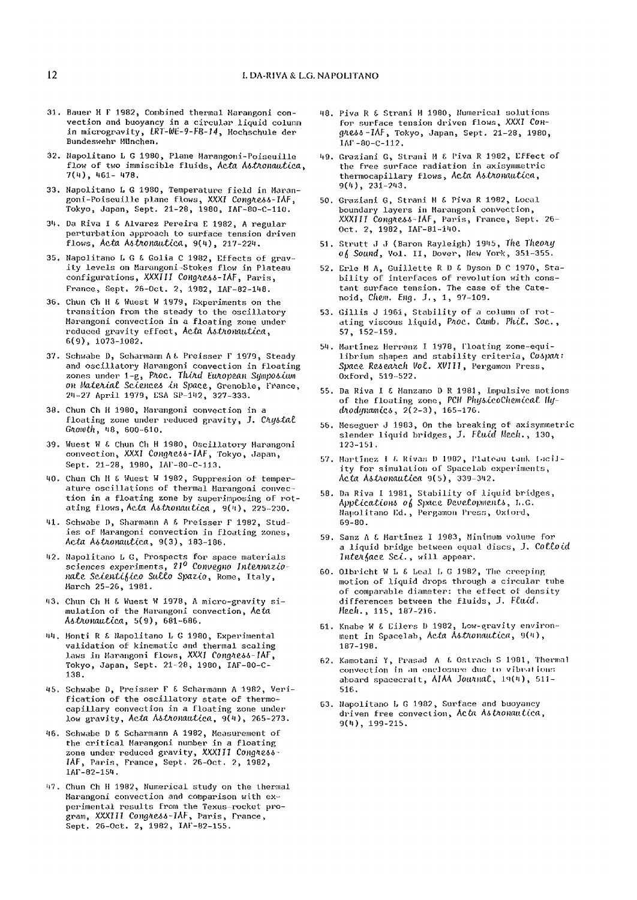31. Bauer H F 1982, Combined thermal Marangoni convection and buoyancy in a circular liquid column in microgravity, *LRT-WE-9-FB-14*, Hochschule der Bundeswehr München.

32. Napolitano L G 1980, Plane Marangoni-Poiseuille flow of two immiscible fluids, *Acta Astronautica*, 7(4), 461- 478.

33. Napolitano L G 1980, Temperature field in Marangoni-Poiseuille plane flows, *XXXI Congress-IAF*, Tokyo, Japan, Sept. 21-28, 1980, IAF-80-C-110.

34. Da Riva I & Alvarez Pereira E 1982, A regular perturbation approach to surface tension driven flows, *Acta Astronautica*, 9(4), 217-224.

35. Napolitano L G & Golia C 1982, Effects of gravity levels on Marangoni-Stokes flow in Plateau configurations, *XXXIII Congress-IAF*, Paris, France, Sept. 26-Oct. 2, 1982, IAF-82-148.

36. Chun Ch H & Wuest W 1979, Experiments on the transition from the steady to the oscillatory Marangoni convection in a floating zone under reduced gravity effect, *Acta Astronautica*, 6(9), 1073-1082.

37. Schwabe D, Scharmann A & Preisser F 1979, Steady and oscillatory Marangoni convection in floating zones under 1-g, *Proc. Third European Symposium on Material Sciences in Space*, Grenoble, France, 24-27 April 1979, ESA SP-142, 327-333.

38. Chun Ch H 1980, Marangoni convection in a floating zone under reduced gravity, *J. Crystal Growth*, 48, 600-610.

39. Wuest W & Chun Ch H 1980, Oscillatory Marangoni convection, *XXXI Congress-IAF*, Tokyo, Japan, Sept. 21-28, 1980, IAF-80-C-113.

40. Chun Ch H & Wuest W 1982, Suppresion of temperature oscillations of thermal Marangoni convection in a floating zone by superimposing of rotating flows, *Acta Astronautica*, 9(4), 225-230.

41. Schwabe D, Sharmann A & Preisser F 1982, Studies of Marangoni convection in floating zones, *Acta Astronautica*, 9(3), 183-186.

42. Napolitano L G, Prospects for space materials sciences experiments, *21° Convegno Internazionale Scientifico Sullo Spazio*, Rome, Italy, March 25-26, 1981.

43. Chun Ch H & Wuest W 1978, A micro-gravity simulation of the Marangoni convection, *Acta Astronautica*, 5(9), 681-686.

44. Monti R & Napolitano L G 1980, Experimental validation of kinematic and thermal scaling laws in Marangoni flows, *XXXI Congress-IAF*, Tokyo, Japan, Sept. 21-28, 1980, IAF-80-C-138.

45. Schwabe D, Preisser F & Scharmann A 1982, Verification of the oscillatory state of thermocapillary convection in a floating zone under low gravity, *Acta Astronautica*, 9(4), 265-273.

46. Schwabe D & Scharmann A 1982, Measurement of the critical Marangoni number in a floating zone under reduced gravity, *XXXIII Congress-IAF*, Paris, France, Sept. 26-Oct. 2, 1982, IAF-82-154.

47. Chun Ch H 1982, Numerical study on the thermal Marangoni convection and comparison with experimental results from the Texus-rocket program, *XXXIII Congress-IAF*, Paris, France, Sept. 26-Oct. 2, 1982, IAF-82-155.

48. Piva R & Strani M 1980, Numerical solutions for surface tension driven flows, *XXXI Congress-IAF*, Tokyo, Japan, Sept. 21-28, 1980, IAF-80-C-112.

49. Graziani G, Strani M & Piva R 1982, Effect of the free surface radiation in axisymmetric thermocapillary flows, *Acta Astronautica*, 9(4), 231-243.

50. Graziani G, Strani M & Piva R 1982, Local boundary layers in Marangoni convection, *XXXIII Congress-IAF*, Paris, France, Sept. 26-Oct. 2, 1982, IAF-81-140.

51. Strutt J J (Baron Rayleigh) 1945, *The Theory of Sound*, Vol. II, Dover, New York, 351-355.

52. Erle M A, Guillette R D & Dyson D C 1970, Stability of interfaces of revolution with constant surface tension. The case of the Catenoid, *Chem. Eng. J.*, 1, 97-109.

53. Gillis J 1961, Stability of a column of rotating viscous liquid, *Proc. Camb. Phil. Soc.*, 57, 152-159.

54. Martínez Herranz I 1978, Floating zone-equilibrium shapes and stability criteria, *Cospar: Space Research Vol. XVIII*, Pergamon Press, Oxford, 519-522.

55. Da Riva I & Manzano D R 1981, Impulsive motions of the floating zone, *PCH PhysicoChemical Hydrodynamics*, 2(2-3), 165-176.

56. Meseguer J 1983, On the breaking of axisymmetric slender liquid bridges, *J. Fluid Mech.*, 130, 123-151.

57. Martínez I & Rivas D 1982, Plateau tank facility for simulation of Spacelab experiments, *Acta Astronautica* 9(5), 339-342.

58. Da Riva I 1981, Stability of liquid bridges, *Applications of Space Developments*, L.G. Napolitano Ed., Pergamon Press, Oxford, 69-80.

59. Sanz A & Martínez I 1983, Minimum volume for a liquid bridge between equal discs, *J. Colloid Interface Sci.*, will appear.

60. Olbricht W L & Leal L G 1982, The creeping motion of liquid drops through a circular tube of comparable diameter: the effect of density differences between the fluids, *J. Fluid. Mech.*, 115, 187-216.

61. Knabe W & Eilers D 1982, Low-gravity environment in Spacelab, *Acta Astronautica*, 9(4), 187-198.

62. Kamotani Y, Prasad A & Ostrach S 1981, Thermal convection in an enclosure due to vibrations aboard spacecraft, *AIAA Journal*, 19(4), 511-516.

63. Napolitano L G 1982, Surface and buoyancy driven free convection, *Acta Astronautica*, 9(4), 199-215.